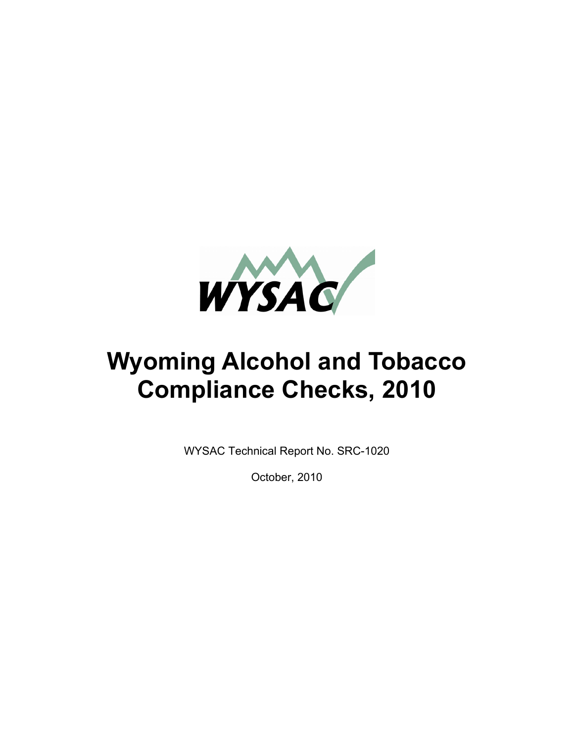WYSAC

# Wyoming Alcohol and Tobacco Compliance Checks, 2010

WYSAC Technical Report No. SRC-1020

October, 2010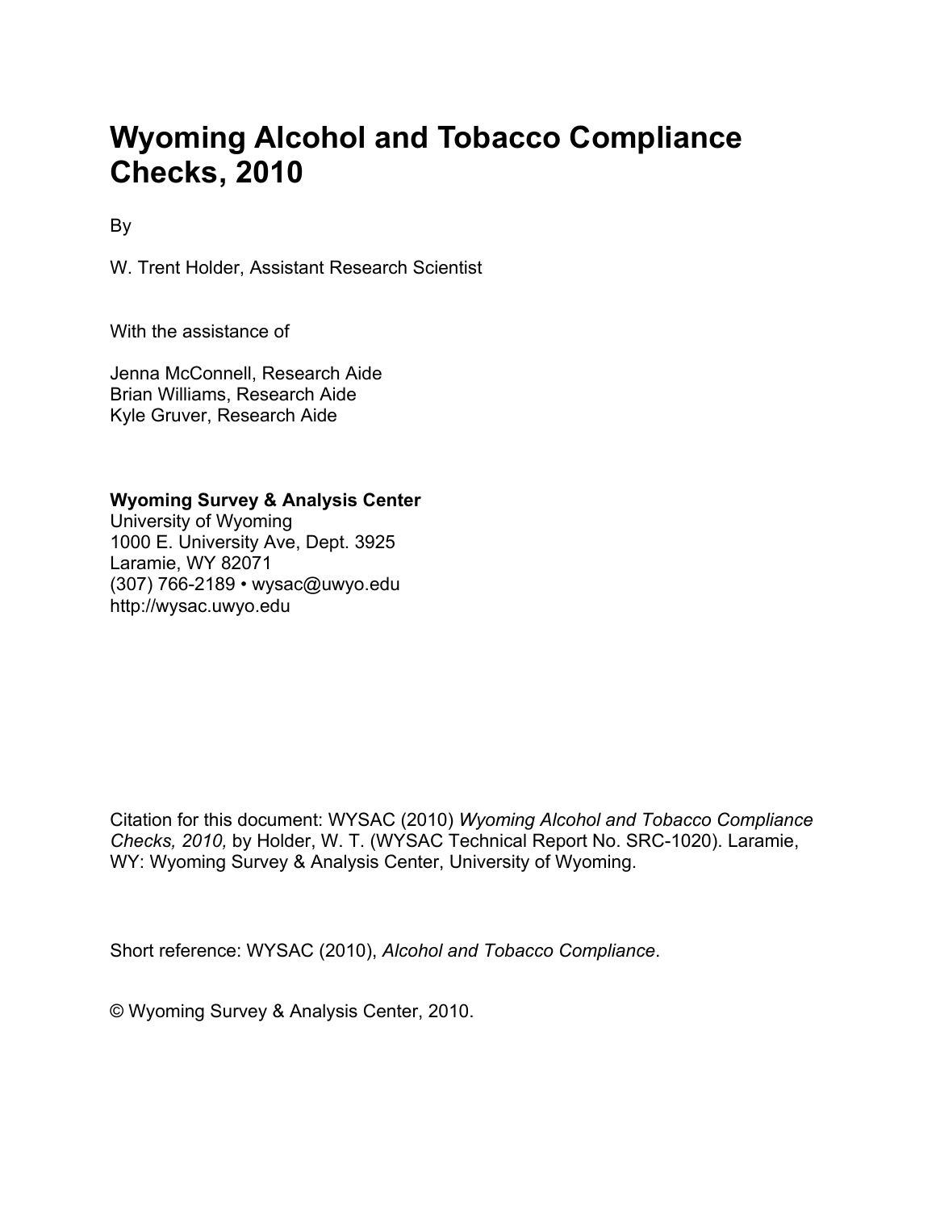# Wyoming Alcohol and Tobacco Compliance Checks, 2010

By

W. Trent Holder, Assistant Research Scientist

With the assistance of

Jenna McConnell, Research Aide
Brian Williams, Research Aide
Kyle Gruver, Research Aide

**Wyoming Survey & Analysis Center**
University of Wyoming
1000 E. University Ave, Dept. 3925
Laramie, WY 82071
(307) 766-2189 • wysac@uwyo.edu
http://wysac.uwyo.edu

Citation for this document: WYSAC (2010) *Wyoming Alcohol and Tobacco Compliance Checks, 2010,* by Holder, W. T. (WYSAC Technical Report No. SRC-1020). Laramie, WY: Wyoming Survey & Analysis Center, University of Wyoming.

Short reference: WYSAC (2010), *Alcohol and Tobacco Compliance*.

© Wyoming Survey & Analysis Center, 2010.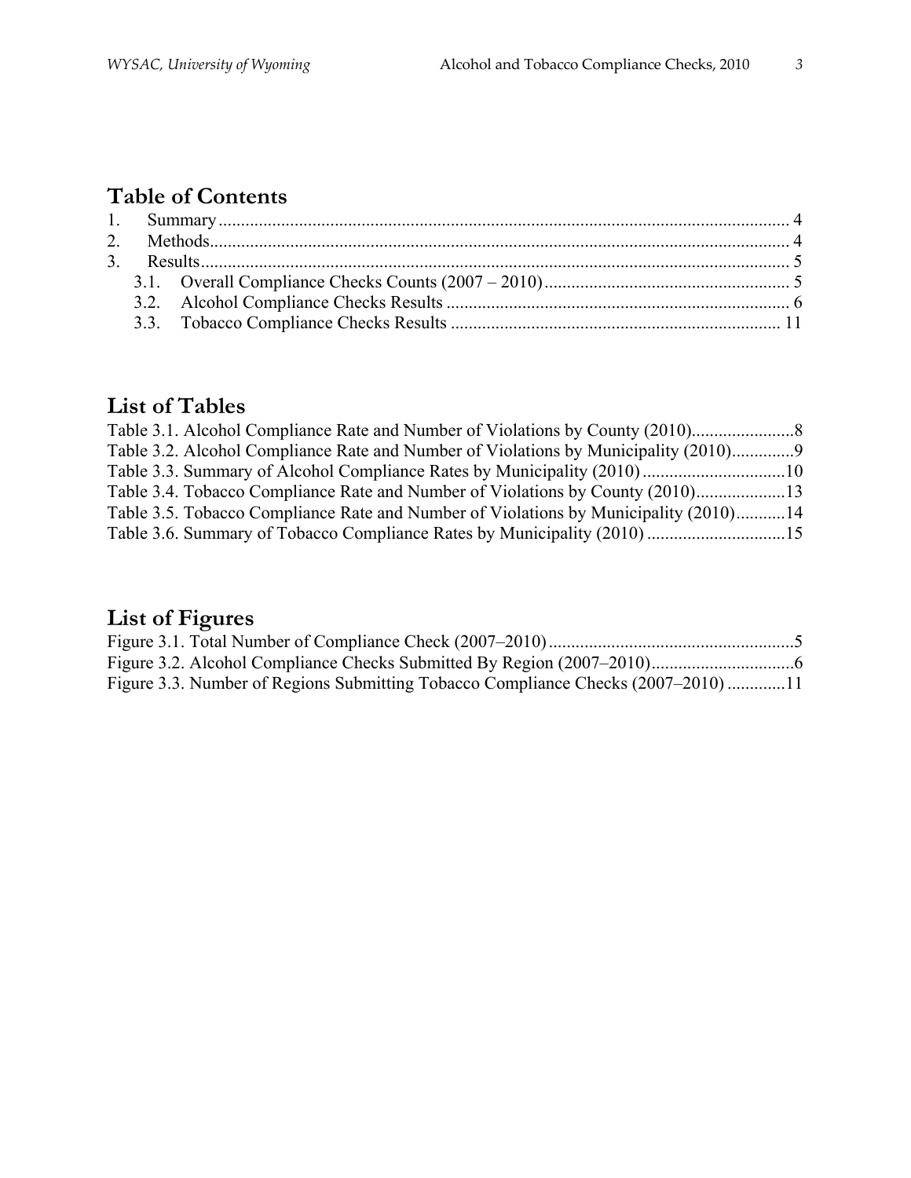## Table of Contents

1. Summary ..... 4
2. Methods ..... 4
3. Results ..... 5
   - 3.1. Overall Compliance Checks Counts (2007 – 2010) ..... 5
   - 3.2. Alcohol Compliance Checks Results ..... 6
   - 3.3. Tobacco Compliance Checks Results ..... 11

## List of Tables

Table 3.1. Alcohol Compliance Rate and Number of Violations by County (2010) ..... 8
Table 3.2. Alcohol Compliance Rate and Number of Violations by Municipality (2010) ..... 9
Table 3.3. Summary of Alcohol Compliance Rates by Municipality (2010) ..... 10
Table 3.4. Tobacco Compliance Rate and Number of Violations by County (2010) ..... 13
Table 3.5. Tobacco Compliance Rate and Number of Violations by Municipality (2010) ..... 14
Table 3.6. Summary of Tobacco Compliance Rates by Municipality (2010) ..... 15

## List of Figures

Figure 3.1. Total Number of Compliance Check (2007–2010) ..... 5
Figure 3.2. Alcohol Compliance Checks Submitted By Region (2007–2010) ..... 6
Figure 3.3. Number of Regions Submitting Tobacco Compliance Checks (2007–2010) ..... 11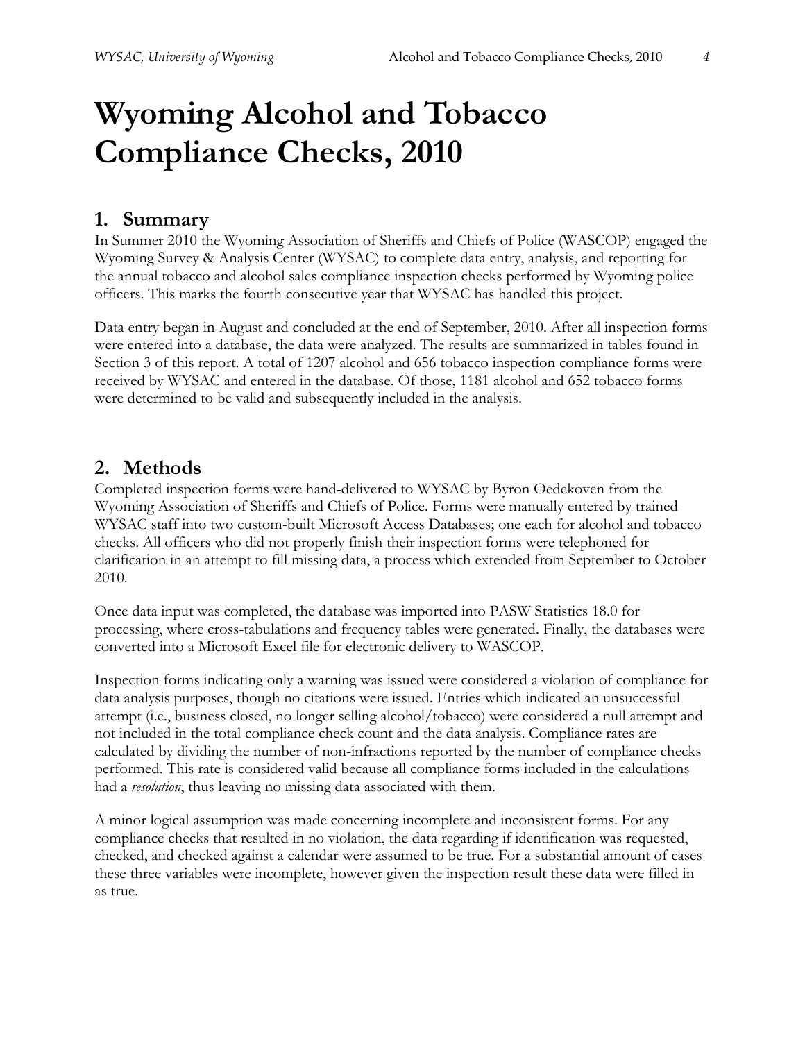# Wyoming Alcohol and Tobacco Compliance Checks, 2010

## 1. Summary

In Summer 2010 the Wyoming Association of Sheriffs and Chiefs of Police (WASCOP) engaged the Wyoming Survey & Analysis Center (WYSAC) to complete data entry, analysis, and reporting for the annual tobacco and alcohol sales compliance inspection checks performed by Wyoming police officers. This marks the fourth consecutive year that WYSAC has handled this project.

Data entry began in August and concluded at the end of September, 2010. After all inspection forms were entered into a database, the data were analyzed. The results are summarized in tables found in Section 3 of this report. A total of 1207 alcohol and 656 tobacco inspection compliance forms were received by WYSAC and entered in the database. Of those, 1181 alcohol and 652 tobacco forms were determined to be valid and subsequently included in the analysis.

## 2. Methods

Completed inspection forms were hand-delivered to WYSAC by Byron Oedekoven from the Wyoming Association of Sheriffs and Chiefs of Police. Forms were manually entered by trained WYSAC staff into two custom-built Microsoft Access Databases; one each for alcohol and tobacco checks. All officers who did not properly finish their inspection forms were telephoned for clarification in an attempt to fill missing data, a process which extended from September to October 2010.

Once data input was completed, the database was imported into PASW Statistics 18.0 for processing, where cross-tabulations and frequency tables were generated. Finally, the databases were converted into a Microsoft Excel file for electronic delivery to WASCOP.

Inspection forms indicating only a warning was issued were considered a violation of compliance for data analysis purposes, though no citations were issued. Entries which indicated an unsuccessful attempt (i.e., business closed, no longer selling alcohol/tobacco) were considered a null attempt and not included in the total compliance check count and the data analysis. Compliance rates are calculated by dividing the number of non-infractions reported by the number of compliance checks performed. This rate is considered valid because all compliance forms included in the calculations had a *resolution*, thus leaving no missing data associated with them.

A minor logical assumption was made concerning incomplete and inconsistent forms. For any compliance checks that resulted in no violation, the data regarding if identification was requested, checked, and checked against a calendar were assumed to be true. For a substantial amount of cases these three variables were incomplete, however given the inspection result these data were filled in as true.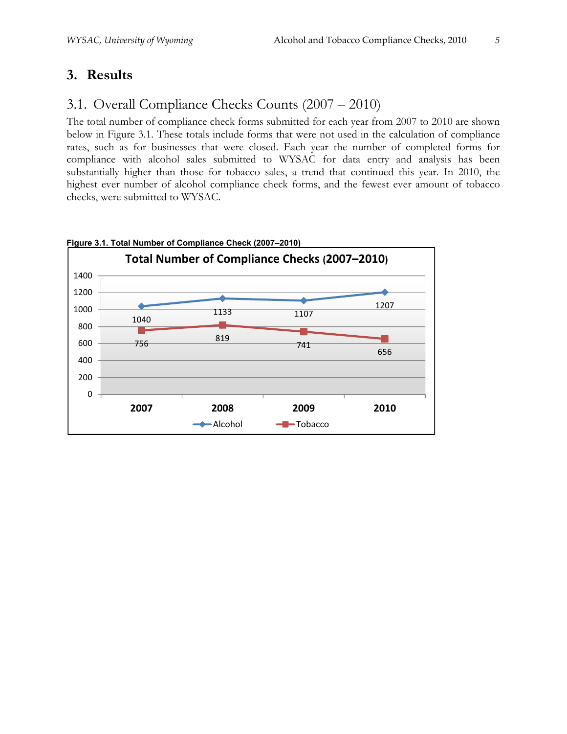# 3. Results

## 3.1. Overall Compliance Checks Counts (2007 – 2010)

The total number of compliance check forms submitted for each year from 2007 to 2010 are shown below in Figure 3.1. These totals include forms that were not used in the calculation of compliance rates, such as for businesses that were closed. Each year the number of completed forms for compliance with alcohol sales submitted to WYSAC for data entry and analysis has been substantially higher than those for tobacco sales, a trend that continued this year. In 2010, the highest ever number of alcohol compliance check forms, and the fewest ever amount of tobacco checks, were submitted to WYSAC.

**Figure 3.1. Total Number of Compliance Check (2007–2010)**

Total Number of Compliance Checks (2007–2010)

| Year | Alcohol | Tobacco |
|---|---|---|
| 2007 | 1040 | 756 |
| 2008 | 1133 | 819 |
| 2009 | 1107 | 741 |
| 2010 | 1207 | 656 |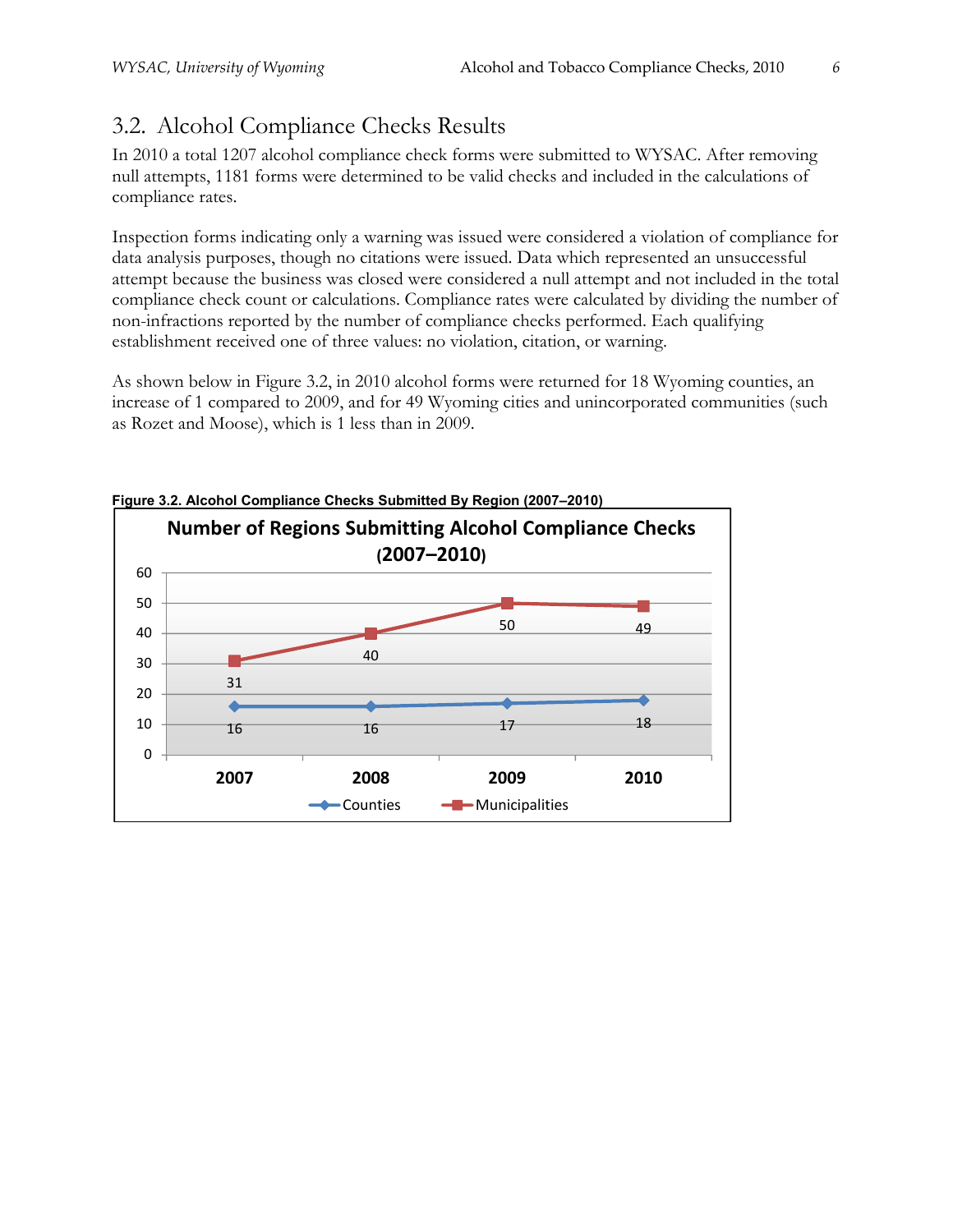## 3.2. Alcohol Compliance Checks Results

In 2010 a total 1207 alcohol compliance check forms were submitted to WYSAC. After removing null attempts, 1181 forms were determined to be valid checks and included in the calculations of compliance rates.

Inspection forms indicating only a warning was issued were considered a violation of compliance for data analysis purposes, though no citations were issued. Data which represented an unsuccessful attempt because the business was closed were considered a null attempt and not included in the total compliance check count or calculations. Compliance rates were calculated by dividing the number of non-infractions reported by the number of compliance checks performed. Each qualifying establishment received one of three values: no violation, citation, or warning.

As shown below in Figure 3.2, in 2010 alcohol forms were returned for 18 Wyoming counties, an increase of 1 compared to 2009, and for 49 Wyoming cities and unincorporated communities (such as Rozet and Moose), which is 1 less than in 2009.

**Figure 3.2. Alcohol Compliance Checks Submitted By Region (2007–2010)**

**Number of Regions Submitting Alcohol Compliance Checks (2007–2010)**

| | 2007 | 2008 | 2009 | 2010 |
|---|---|---|---|---|
| Counties | 16 | 16 | 17 | 18 |
| Municipalities | 31 | 40 | 50 | 49 |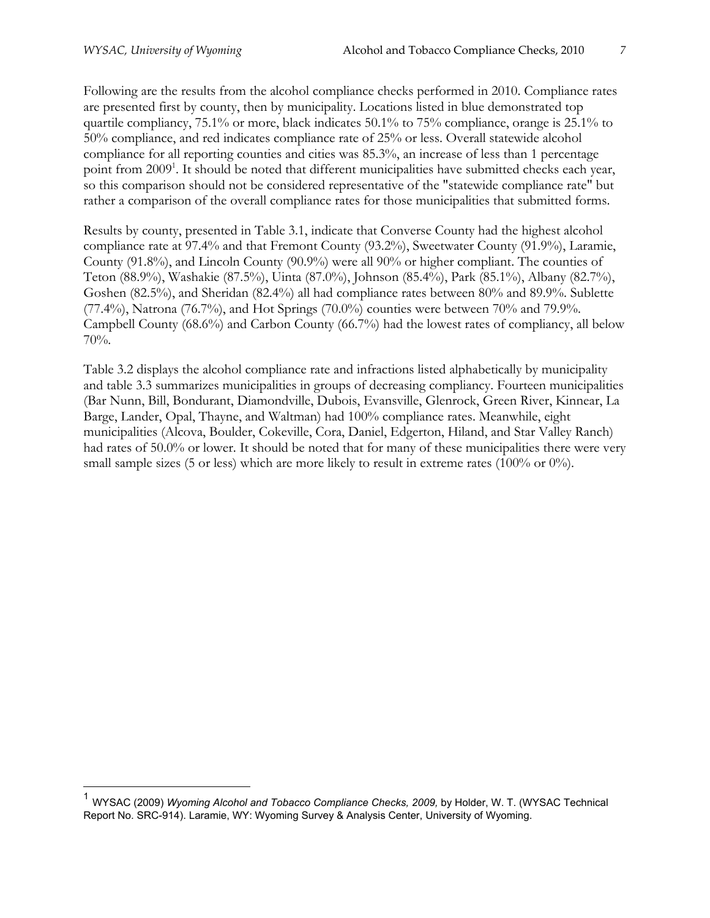Following are the results from the alcohol compliance checks performed in 2010. Compliance rates are presented first by county, then by municipality. Locations listed in blue demonstrated top quartile compliancy, 75.1% or more, black indicates 50.1% to 75% compliance, orange is 25.1% to 50% compliance, and red indicates compliance rate of 25% or less. Overall statewide alcohol compliance for all reporting counties and cities was 85.3%, an increase of less than 1 percentage point from 2009[1]. It should be noted that different municipalities have submitted checks each year, so this comparison should not be considered representative of the "statewide compliance rate" but rather a comparison of the overall compliance rates for those municipalities that submitted forms.

Results by county, presented in Table 3.1, indicate that Converse County had the highest alcohol compliance rate at 97.4% and that Fremont County (93.2%), Sweetwater County (91.9%), Laramie, County (91.8%), and Lincoln County (90.9%) were all 90% or higher compliant. The counties of Teton (88.9%), Washakie (87.5%), Uinta (87.0%), Johnson (85.4%), Park (85.1%), Albany (82.7%), Goshen (82.5%), and Sheridan (82.4%) all had compliance rates between 80% and 89.9%. Sublette (77.4%), Natrona (76.7%), and Hot Springs (70.0%) counties were between 70% and 79.9%. Campbell County (68.6%) and Carbon County (66.7%) had the lowest rates of compliancy, all below 70%.

Table 3.2 displays the alcohol compliance rate and infractions listed alphabetically by municipality and table 3.3 summarizes municipalities in groups of decreasing compliancy. Fourteen municipalities (Bar Nunn, Bill, Bondurant, Diamondville, Dubois, Evansville, Glenrock, Green River, Kinnear, La Barge, Lander, Opal, Thayne, and Waltman) had 100% compliance rates. Meanwhile, eight municipalities (Alcova, Boulder, Cokeville, Cora, Daniel, Edgerton, Hiland, and Star Valley Ranch) had rates of 50.0% or lower. It should be noted that for many of these municipalities there were very small sample sizes (5 or less) which are more likely to result in extreme rates (100% or 0%).

---

[1] WYSAC (2009) *Wyoming Alcohol and Tobacco Compliance Checks, 2009,* by Holder, W. T. (WYSAC Technical Report No. SRC-914). Laramie, WY: Wyoming Survey & Analysis Center, University of Wyoming.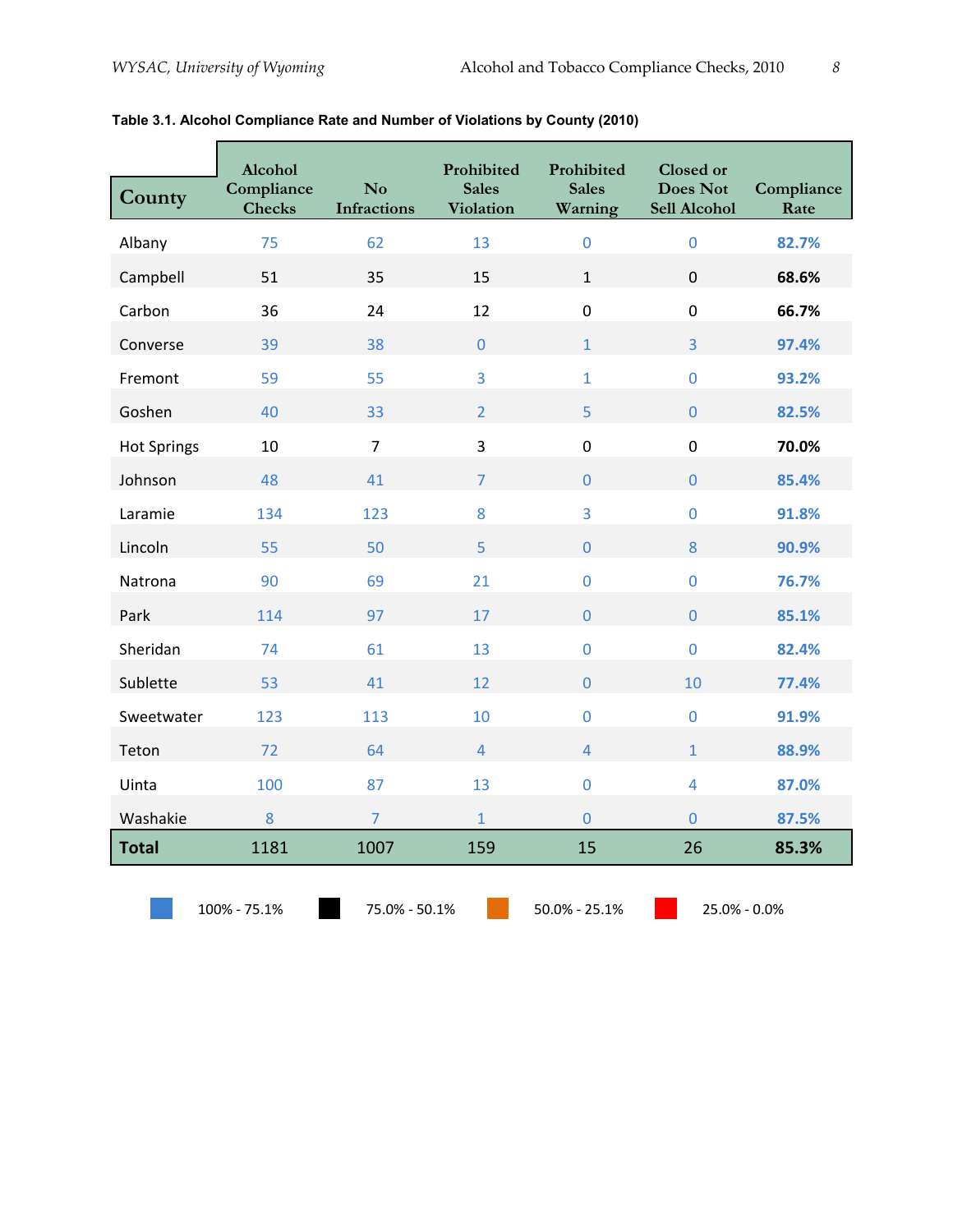**Table 3.1. Alcohol Compliance Rate and Number of Violations by County (2010)**

| County | Alcohol Compliance Checks | No Infractions | Prohibited Sales Violation | Prohibited Sales Warning | Closed or Does Not Sell Alcohol | Compliance Rate |
|---|---|---|---|---|---|---|
| Albany | 75 | 62 | 13 | 0 | 0 | **82.7%** |
| Campbell | 51 | 35 | 15 | 1 | 0 | **68.6%** |
| Carbon | 36 | 24 | 12 | 0 | 0 | **66.7%** |
| Converse | 39 | 38 | 0 | 1 | 3 | **97.4%** |
| Fremont | 59 | 55 | 3 | 1 | 0 | **93.2%** |
| Goshen | 40 | 33 | 2 | 5 | 0 | **82.5%** |
| Hot Springs | 10 | 7 | 3 | 0 | 0 | **70.0%** |
| Johnson | 48 | 41 | 7 | 0 | 0 | **85.4%** |
| Laramie | 134 | 123 | 8 | 3 | 0 | **91.8%** |
| Lincoln | 55 | 50 | 5 | 0 | 8 | **90.9%** |
| Natrona | 90 | 69 | 21 | 0 | 0 | **76.7%** |
| Park | 114 | 97 | 17 | 0 | 0 | **85.1%** |
| Sheridan | 74 | 61 | 13 | 0 | 0 | **82.4%** |
| Sublette | 53 | 41 | 12 | 0 | 10 | **77.4%** |
| Sweetwater | 123 | 113 | 10 | 0 | 0 | **91.9%** |
| Teton | 72 | 64 | 4 | 4 | 1 | **88.9%** |
| Uinta | 100 | 87 | 13 | 0 | 4 | **87.0%** |
| Washakie | 8 | 7 | 1 | 0 | 0 | **87.5%** |
| **Total** | 1181 | 1007 | 159 | 15 | 26 | **85.3%** |

100% - 75.1% &nbsp;&nbsp; 75.0% - 50.1% &nbsp;&nbsp; 50.0% - 25.1% &nbsp;&nbsp; 25.0% - 0.0%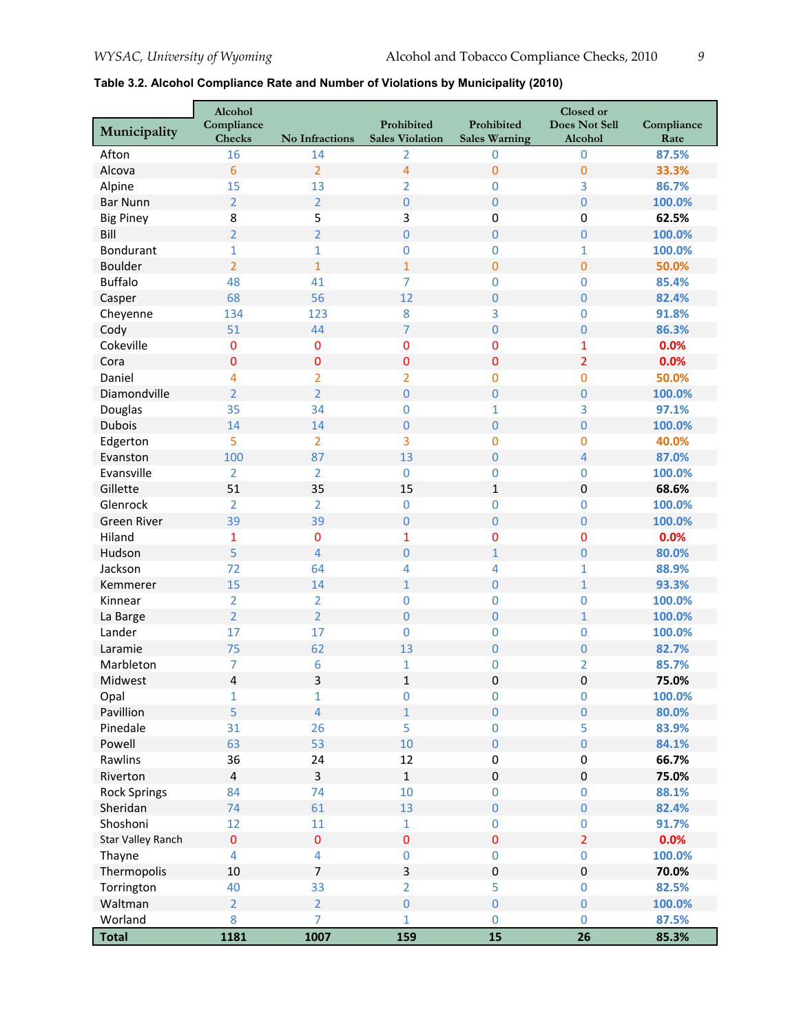**Table 3.2. Alcohol Compliance Rate and Number of Violations by Municipality (2010)**

| Municipality | Alcohol Compliance Checks | No Infractions | Prohibited Sales Violation | Prohibited Sales Warning | Closed or Does Not Sell Alcohol | Compliance Rate |
|---|---|---|---|---|---|---|
| Afton | 16 | 14 | 2 | 0 | 0 | 87.5% |
| Alcova | 6 | 2 | 4 | 0 | 0 | 33.3% |
| Alpine | 15 | 13 | 2 | 0 | 3 | 86.7% |
| Bar Nunn | 2 | 2 | 0 | 0 | 0 | 100.0% |
| Big Piney | 8 | 5 | 3 | 0 | 0 | 62.5% |
| Bill | 2 | 2 | 0 | 0 | 0 | 100.0% |
| Bondurant | 1 | 1 | 0 | 0 | 1 | 100.0% |
| Boulder | 2 | 1 | 1 | 0 | 0 | 50.0% |
| Buffalo | 48 | 41 | 7 | 0 | 0 | 85.4% |
| Casper | 68 | 56 | 12 | 0 | 0 | 82.4% |
| Cheyenne | 134 | 123 | 8 | 3 | 0 | 91.8% |
| Cody | 51 | 44 | 7 | 0 | 0 | 86.3% |
| Cokeville | 0 | 0 | 0 | 0 | 1 | 0.0% |
| Cora | 0 | 0 | 0 | 0 | 2 | 0.0% |
| Daniel | 4 | 2 | 2 | 0 | 0 | 50.0% |
| Diamondville | 2 | 2 | 0 | 0 | 0 | 100.0% |
| Douglas | 35 | 34 | 0 | 1 | 3 | 97.1% |
| Dubois | 14 | 14 | 0 | 0 | 0 | 100.0% |
| Edgerton | 5 | 2 | 3 | 0 | 0 | 40.0% |
| Evanston | 100 | 87 | 13 | 0 | 4 | 87.0% |
| Evansville | 2 | 2 | 0 | 0 | 0 | 100.0% |
| Gillette | 51 | 35 | 15 | 1 | 0 | 68.6% |
| Glenrock | 2 | 2 | 0 | 0 | 0 | 100.0% |
| Green River | 39 | 39 | 0 | 0 | 0 | 100.0% |
| Hiland | 1 | 0 | 1 | 0 | 0 | 0.0% |
| Hudson | 5 | 4 | 0 | 1 | 0 | 80.0% |
| Jackson | 72 | 64 | 4 | 4 | 1 | 88.9% |
| Kemmerer | 15 | 14 | 1 | 0 | 1 | 93.3% |
| Kinnear | 2 | 2 | 0 | 0 | 0 | 100.0% |
| La Barge | 2 | 2 | 0 | 0 | 1 | 100.0% |
| Lander | 17 | 17 | 0 | 0 | 0 | 100.0% |
| Laramie | 75 | 62 | 13 | 0 | 0 | 82.7% |
| Marbleton | 7 | 6 | 1 | 0 | 2 | 85.7% |
| Midwest | 4 | 3 | 1 | 0 | 0 | 75.0% |
| Opal | 1 | 1 | 0 | 0 | 0 | 100.0% |
| Pavillion | 5 | 4 | 1 | 0 | 0 | 80.0% |
| Pinedale | 31 | 26 | 5 | 0 | 5 | 83.9% |
| Powell | 63 | 53 | 10 | 0 | 0 | 84.1% |
| Rawlins | 36 | 24 | 12 | 0 | 0 | 66.7% |
| Riverton | 4 | 3 | 1 | 0 | 0 | 75.0% |
| Rock Springs | 84 | 74 | 10 | 0 | 0 | 88.1% |
| Sheridan | 74 | 61 | 13 | 0 | 0 | 82.4% |
| Shoshoni | 12 | 11 | 1 | 0 | 0 | 91.7% |
| Star Valley Ranch | 0 | 0 | 0 | 0 | 2 | 0.0% |
| Thayne | 4 | 4 | 0 | 0 | 0 | 100.0% |
| Thermopolis | 10 | 7 | 3 | 0 | 0 | 70.0% |
| Torrington | 40 | 33 | 2 | 5 | 0 | 82.5% |
| Waltman | 2 | 2 | 0 | 0 | 0 | 100.0% |
| Worland | 8 | 7 | 1 | 0 | 0 | 87.5% |
| **Total** | **1181** | **1007** | **159** | **15** | **26** | **85.3%** |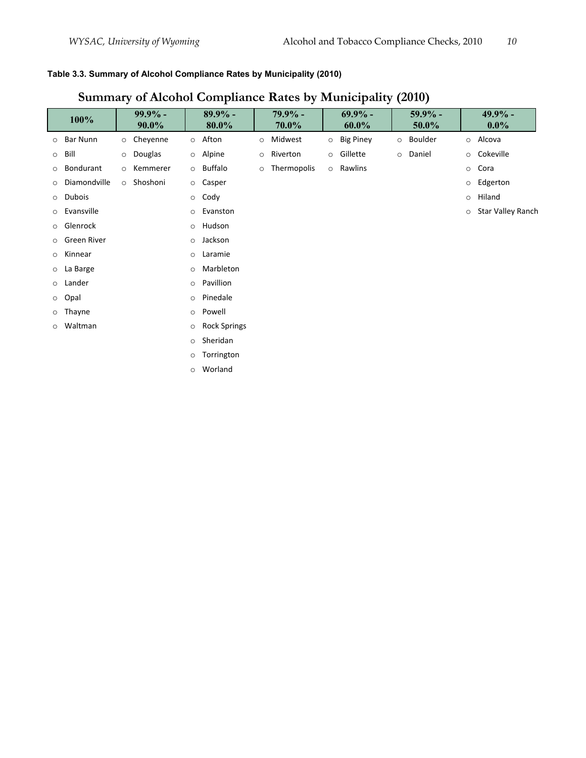**Table 3.3. Summary of Alcohol Compliance Rates by Municipality (2010)**

## Summary of Alcohol Compliance Rates by Municipality (2010)

| 100% | 99.9% - 90.0% | 89.9% - 80.0% | 79.9% - 70.0% | 69.9% - 60.0% | 59.9% - 50.0% | 49.9% - 0.0% |
|---|---|---|---|---|---|---|
| Bar Nunn | Cheyenne | Afton | Midwest | Big Piney | Boulder | Alcova |
| Bill | Douglas | Alpine | Riverton | Gillette | Daniel | Cokeville |
| Bondurant | Kemmerer | Buffalo | Thermopolis | Rawlins | | Cora |
| Diamondville | Shoshoni | Casper | | | | Edgerton |
| Dubois | | Cody | | | | Hiland |
| Evansville | | Evanston | | | | Star Valley Ranch |
| Glenrock | | Hudson | | | | |
| Green River | | Jackson | | | | |
| Kinnear | | Laramie | | | | |
| La Barge | | Marbleton | | | | |
| Lander | | Pavillion | | | | |
| Opal | | Pinedale | | | | |
| Thayne | | Powell | | | | |
| Waltman | | Rock Springs | | | | |
| | | Sheridan | | | | |
| | | Torrington | | | | |
| | | Worland | | | | |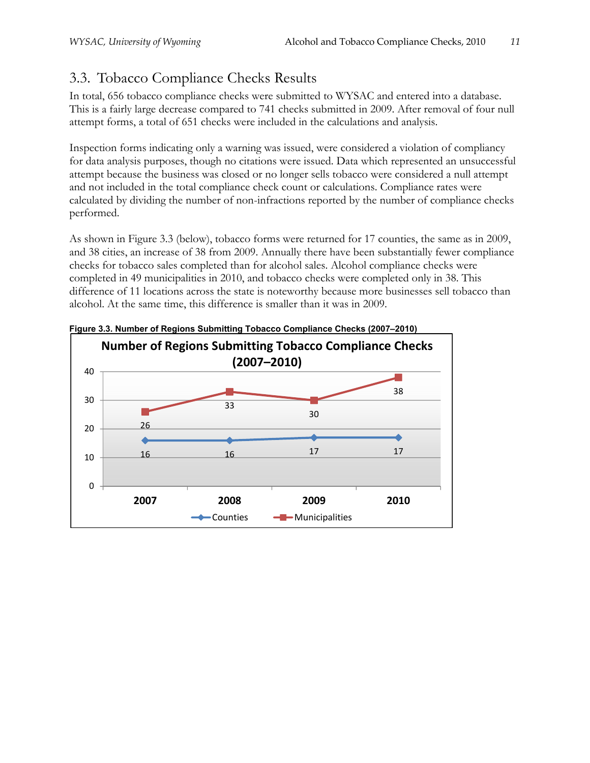## 3.3. Tobacco Compliance Checks Results

In total, 656 tobacco compliance checks were submitted to WYSAC and entered into a database. This is a fairly large decrease compared to 741 checks submitted in 2009. After removal of four null attempt forms, a total of 651 checks were included in the calculations and analysis.

Inspection forms indicating only a warning was issued, were considered a violation of compliancy for data analysis purposes, though no citations were issued. Data which represented an unsuccessful attempt because the business was closed or no longer sells tobacco were considered a null attempt and not included in the total compliance check count or calculations. Compliance rates were calculated by dividing the number of non-infractions reported by the number of compliance checks performed.

As shown in Figure 3.3 (below), tobacco forms were returned for 17 counties, the same as in 2009, and 38 cities, an increase of 38 from 2009. Annually there have been substantially fewer compliance checks for tobacco sales completed than for alcohol sales. Alcohol compliance checks were completed in 49 municipalities in 2010, and tobacco checks were completed only in 38. This difference of 11 locations across the state is noteworthy because more businesses sell tobacco than alcohol. At the same time, this difference is smaller than it was in 2009.

**Figure 3.3. Number of Regions Submitting Tobacco Compliance Checks (2007–2010)**

| | 2007 | 2008 | 2009 | 2010 |
|---|---|---|---|---|
| Counties | 16 | 16 | 17 | 17 |
| Municipalities | 26 | 33 | 30 | 38 |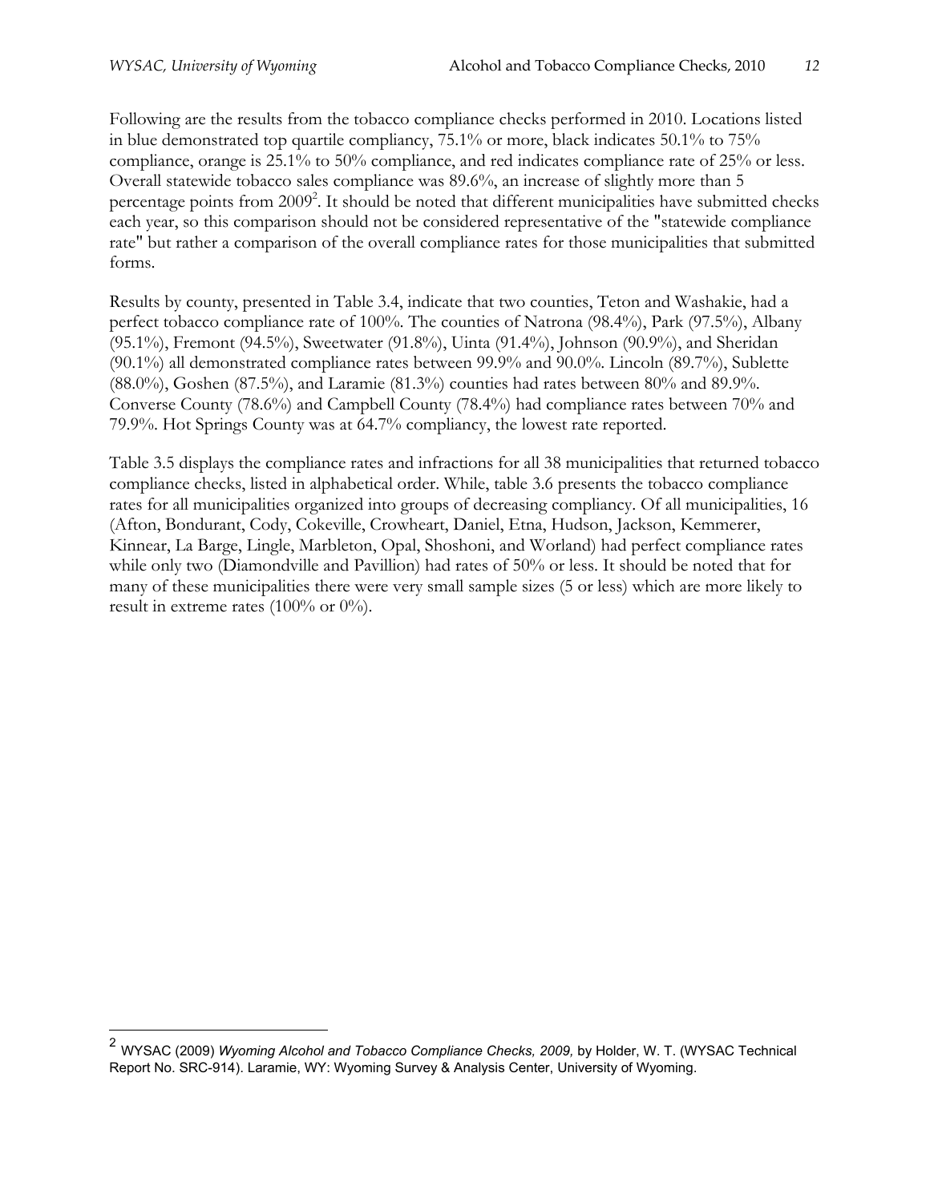Following are the results from the tobacco compliance checks performed in 2010. Locations listed in blue demonstrated top quartile compliancy, 75.1% or more, black indicates 50.1% to 75% compliance, orange is 25.1% to 50% compliance, and red indicates compliance rate of 25% or less. Overall statewide tobacco sales compliance was 89.6%, an increase of slightly more than 5 percentage points from 2009[2]. It should be noted that different municipalities have submitted checks each year, so this comparison should not be considered representative of the "statewide compliance rate" but rather a comparison of the overall compliance rates for those municipalities that submitted forms.

Results by county, presented in Table 3.4, indicate that two counties, Teton and Washakie, had a perfect tobacco compliance rate of 100%. The counties of Natrona (98.4%), Park (97.5%), Albany (95.1%), Fremont (94.5%), Sweetwater (91.8%), Uinta (91.4%), Johnson (90.9%), and Sheridan (90.1%) all demonstrated compliance rates between 99.9% and 90.0%. Lincoln (89.7%), Sublette (88.0%), Goshen (87.5%), and Laramie (81.3%) counties had rates between 80% and 89.9%. Converse County (78.6%) and Campbell County (78.4%) had compliance rates between 70% and 79.9%. Hot Springs County was at 64.7% compliancy, the lowest rate reported.

Table 3.5 displays the compliance rates and infractions for all 38 municipalities that returned tobacco compliance checks, listed in alphabetical order. While, table 3.6 presents the tobacco compliance rates for all municipalities organized into groups of decreasing compliancy. Of all municipalities, 16 (Afton, Bondurant, Cody, Cokeville, Crowheart, Daniel, Etna, Hudson, Jackson, Kemmerer, Kinnear, La Barge, Lingle, Marbleton, Opal, Shoshoni, and Worland) had perfect compliance rates while only two (Diamondville and Pavillion) had rates of 50% or less. It should be noted that for many of these municipalities there were very small sample sizes (5 or less) which are more likely to result in extreme rates (100% or 0%).

---

[2] WYSAC (2009) *Wyoming Alcohol and Tobacco Compliance Checks, 2009,* by Holder, W. T. (WYSAC Technical Report No. SRC-914). Laramie, WY: Wyoming Survey & Analysis Center, University of Wyoming.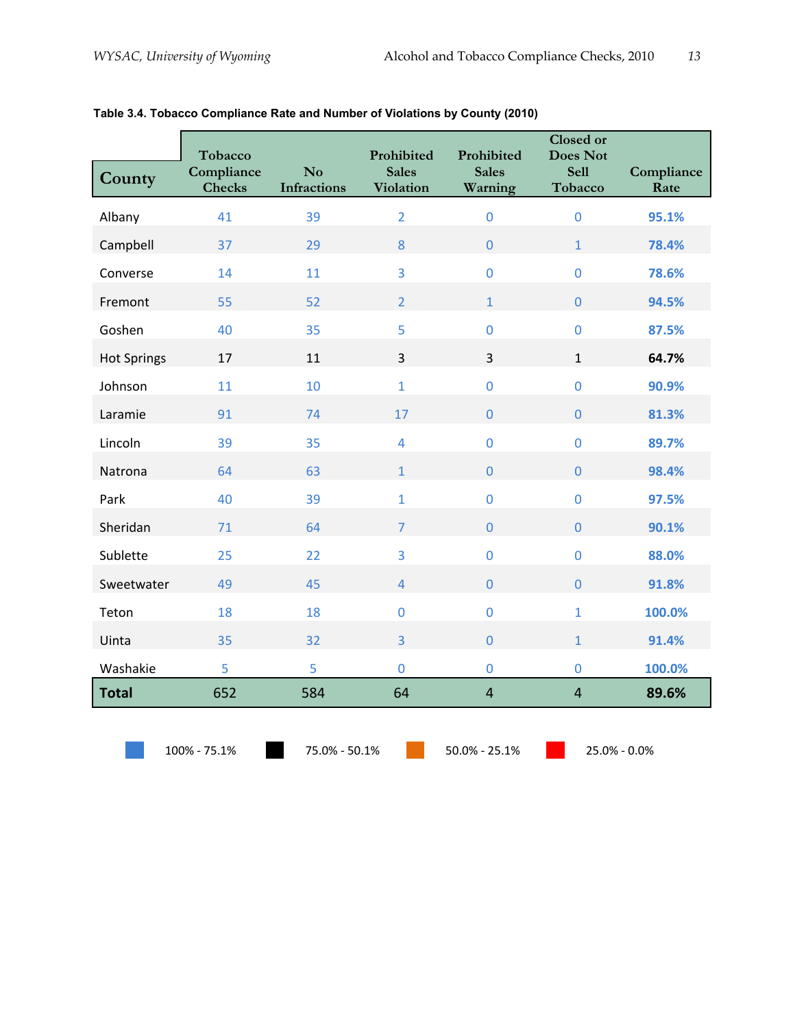**Table 3.4. Tobacco Compliance Rate and Number of Violations by County (2010)**

| County | Tobacco Compliance Checks | No Infractions | Prohibited Sales Violation | Prohibited Sales Warning | Closed or Does Not Sell Tobacco | Compliance Rate |
|---|---|---|---|---|---|---|
| Albany | 41 | 39 | 2 | 0 | 0 | 95.1% |
| Campbell | 37 | 29 | 8 | 0 | 1 | 78.4% |
| Converse | 14 | 11 | 3 | 0 | 0 | 78.6% |
| Fremont | 55 | 52 | 2 | 1 | 0 | 94.5% |
| Goshen | 40 | 35 | 5 | 0 | 0 | 87.5% |
| Hot Springs | 17 | 11 | 3 | 3 | 1 | 64.7% |
| Johnson | 11 | 10 | 1 | 0 | 0 | 90.9% |
| Laramie | 91 | 74 | 17 | 0 | 0 | 81.3% |
| Lincoln | 39 | 35 | 4 | 0 | 0 | 89.7% |
| Natrona | 64 | 63 | 1 | 0 | 0 | 98.4% |
| Park | 40 | 39 | 1 | 0 | 0 | 97.5% |
| Sheridan | 71 | 64 | 7 | 0 | 0 | 90.1% |
| Sublette | 25 | 22 | 3 | 0 | 0 | 88.0% |
| Sweetwater | 49 | 45 | 4 | 0 | 0 | 91.8% |
| Teton | 18 | 18 | 0 | 0 | 1 | 100.0% |
| Uinta | 35 | 32 | 3 | 0 | 1 | 91.4% |
| Washakie | 5 | 5 | 0 | 0 | 0 | 100.0% |
| **Total** | 652 | 584 | 64 | 4 | 4 | **89.6%** |

Legend: 100% - 75.1% (blue) | 75.0% - 50.1% (black) | 50.0% - 25.1% (orange) | 25.0% - 0.0% (red)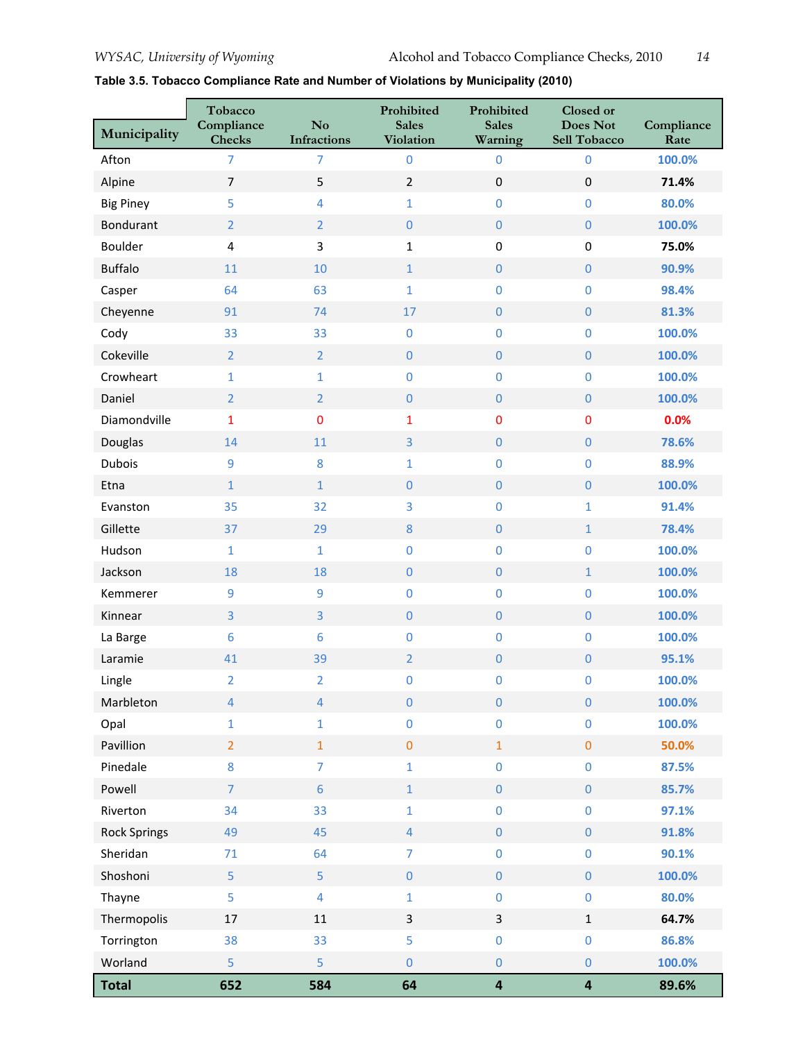**Table 3.5. Tobacco Compliance Rate and Number of Violations by Municipality (2010)**

| Municipality | Tobacco Compliance Checks | No Infractions | Prohibited Sales Violation | Prohibited Sales Warning | Closed or Does Not Sell Tobacco | Compliance Rate |
|---|---|---|---|---|---|---|
| Afton | 7 | 7 | 0 | 0 | 0 | 100.0% |
| Alpine | 7 | 5 | 2 | 0 | 0 | 71.4% |
| Big Piney | 5 | 4 | 1 | 0 | 0 | 80.0% |
| Bondurant | 2 | 2 | 0 | 0 | 0 | 100.0% |
| Boulder | 4 | 3 | 1 | 0 | 0 | 75.0% |
| Buffalo | 11 | 10 | 1 | 0 | 0 | 90.9% |
| Casper | 64 | 63 | 1 | 0 | 0 | 98.4% |
| Cheyenne | 91 | 74 | 17 | 0 | 0 | 81.3% |
| Cody | 33 | 33 | 0 | 0 | 0 | 100.0% |
| Cokeville | 2 | 2 | 0 | 0 | 0 | 100.0% |
| Crowheart | 1 | 1 | 0 | 0 | 0 | 100.0% |
| Daniel | 2 | 2 | 0 | 0 | 0 | 100.0% |
| Diamondville | 1 | 0 | 1 | 0 | 0 | 0.0% |
| Douglas | 14 | 11 | 3 | 0 | 0 | 78.6% |
| Dubois | 9 | 8 | 1 | 0 | 0 | 88.9% |
| Etna | 1 | 1 | 0 | 0 | 0 | 100.0% |
| Evanston | 35 | 32 | 3 | 0 | 1 | 91.4% |
| Gillette | 37 | 29 | 8 | 0 | 1 | 78.4% |
| Hudson | 1 | 1 | 0 | 0 | 0 | 100.0% |
| Jackson | 18 | 18 | 0 | 0 | 1 | 100.0% |
| Kemmerer | 9 | 9 | 0 | 0 | 0 | 100.0% |
| Kinnear | 3 | 3 | 0 | 0 | 0 | 100.0% |
| La Barge | 6 | 6 | 0 | 0 | 0 | 100.0% |
| Laramie | 41 | 39 | 2 | 0 | 0 | 95.1% |
| Lingle | 2 | 2 | 0 | 0 | 0 | 100.0% |
| Marbleton | 4 | 4 | 0 | 0 | 0 | 100.0% |
| Opal | 1 | 1 | 0 | 0 | 0 | 100.0% |
| Pavillion | 2 | 1 | 0 | 1 | 0 | 50.0% |
| Pinedale | 8 | 7 | 1 | 0 | 0 | 87.5% |
| Powell | 7 | 6 | 1 | 0 | 0 | 85.7% |
| Riverton | 34 | 33 | 1 | 0 | 0 | 97.1% |
| Rock Springs | 49 | 45 | 4 | 0 | 0 | 91.8% |
| Sheridan | 71 | 64 | 7 | 0 | 0 | 90.1% |
| Shoshoni | 5 | 5 | 0 | 0 | 0 | 100.0% |
| Thayne | 5 | 4 | 1 | 0 | 0 | 80.0% |
| Thermopolis | 17 | 11 | 3 | 3 | 1 | 64.7% |
| Torrington | 38 | 33 | 5 | 0 | 0 | 86.8% |
| Worland | 5 | 5 | 0 | 0 | 0 | 100.0% |
| **Total** | **652** | **584** | **64** | **4** | **4** | **89.6%** |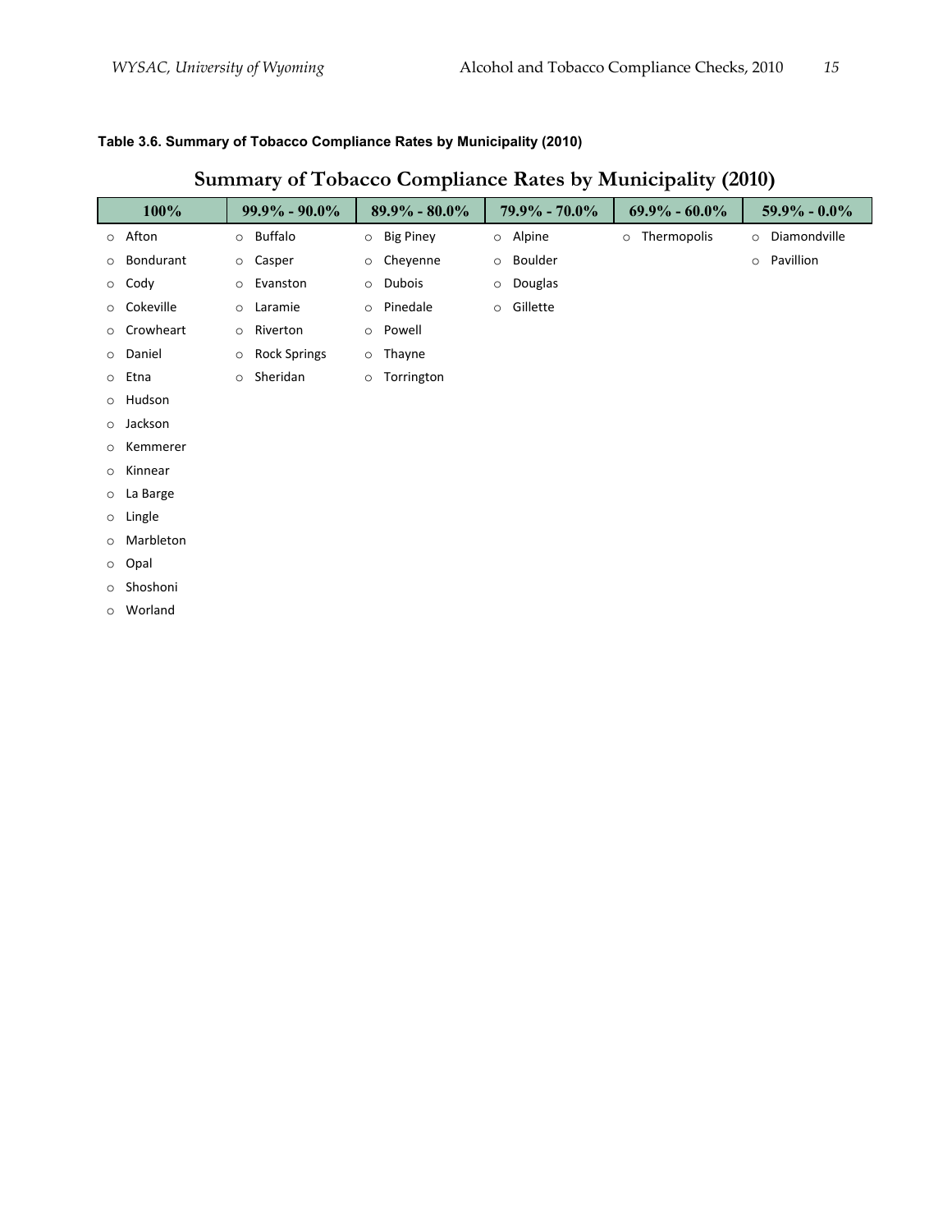**Table 3.6. Summary of Tobacco Compliance Rates by Municipality (2010)**

## Summary of Tobacco Compliance Rates by Municipality (2010)

| 100% | 99.9% - 90.0% | 89.9% - 80.0% | 79.9% - 70.0% | 69.9% - 60.0% | 59.9% - 0.0% |
|---|---|---|---|---|---|
| Afton | Buffalo | Big Piney | Alpine | Thermopolis | Diamondville |
| Bondurant | Casper | Cheyenne | Boulder | | Pavillion |
| Cody | Evanston | Dubois | Douglas | | |
| Cokeville | Laramie | Pinedale | Gillette | | |
| Crowheart | Riverton | Powell | | | |
| Daniel | Rock Springs | Thayne | | | |
| Etna | Sheridan | Torrington | | | |
| Hudson | | | | | |
| Jackson | | | | | |
| Kemmerer | | | | | |
| Kinnear | | | | | |
| La Barge | | | | | |
| Lingle | | | | | |
| Marbleton | | | | | |
| Opal | | | | | |
| Shoshoni | | | | | |
| Worland | | | | | |